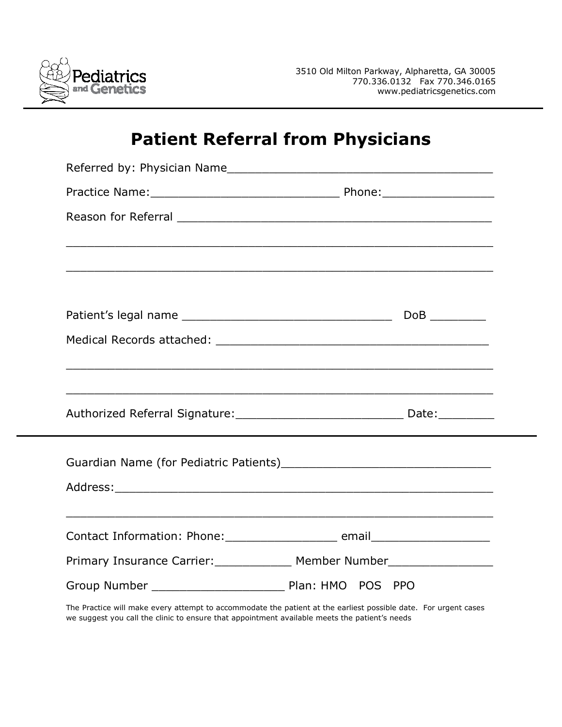Pediatrics and Genetics

3510 Old Milton Parkway, Alpharetta, GA 30005
770.336.0132 Fax 770.346.0165
www.pediatricsgenetics.com

# Patient Referral from Physicians

Referred by: Physician Name_____________________________________

Practice Name:__________________________ Phone:________________

Reason for Referral _____________________________________________

_____________________________________________________________

_____________________________________________________________

Patient's legal name _____________________________ DoB ________

Medical Records attached: ______________________________________

_____________________________________________________________

_____________________________________________________________

Authorized Referral Signature:_______________________ Date:________

---

Guardian Name (for Pediatric Patients)_____________________________

Address:______________________________________________________

_____________________________________________________________

Contact Information: Phone:________________ email_________________

Primary Insurance Carrier:___________ Member Number_______________

Group Number ___________________ Plan: HMO POS PPO

The Practice will make every attempt to accommodate the patient at the earliest possible date. For urgent cases we suggest you call the clinic to ensure that appointment available meets the patient's needs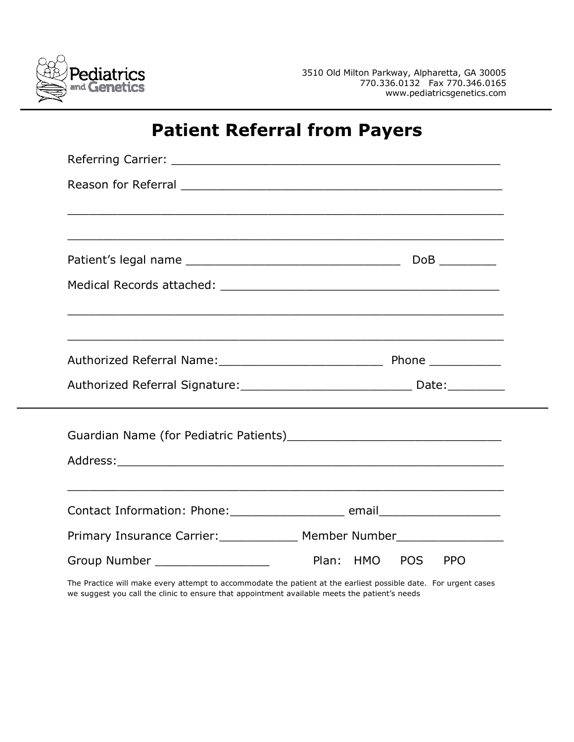Pediatrics and Genetics

3510 Old Milton Parkway, Alpharetta, GA 30005
770.336.0132 Fax 770.346.0165
www.pediatricsgenetics.com

---

# Patient Referral from Payers

Referring Carrier: _______________________________________________

Reason for Referral _______________________________________________

_____________________________________________________________

_____________________________________________________________

Patient's legal name ______________________________ DoB ________

Medical Records attached: _______________________________________

_____________________________________________________________

_____________________________________________________________

Authorized Referral Name:_______________________ Phone __________

Authorized Referral Signature:_______________________ Date:________

---

Guardian Name (for Pediatric Patients)_____________________________

Address:_____________________________________________________

_____________________________________________________________

Contact Information: Phone:________________ email_________________

Primary Insurance Carrier:___________ Member Number_______________

Group Number ________________ Plan: HMO POS PPO

The Practice will make every attempt to accommodate the patient at the earliest possible date. For urgent cases we suggest you call the clinic to ensure that appointment available meets the patient's needs